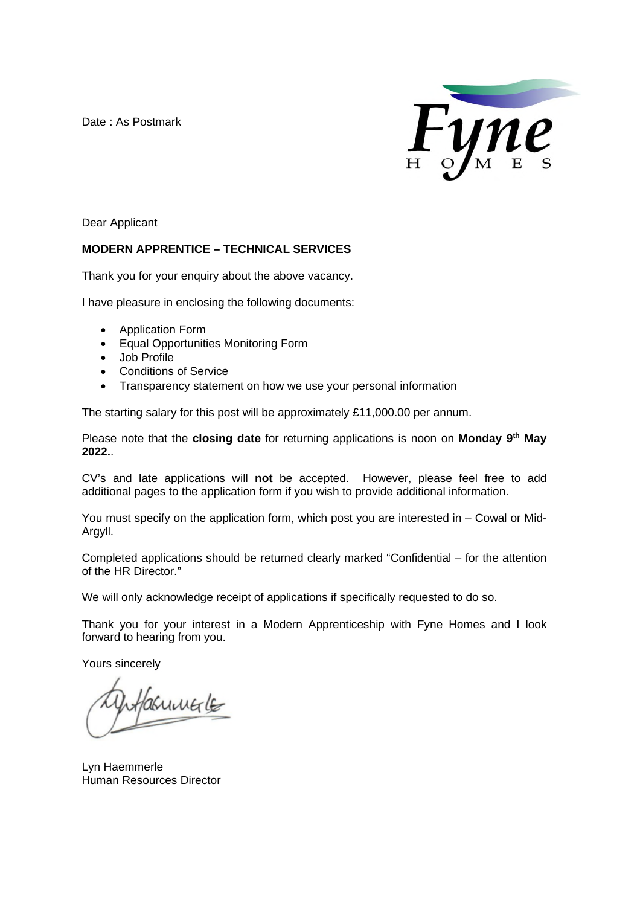Date : As Postmark

Fyne
HOMES

Dear Applicant

**MODERN APPRENTICE – TECHNICAL SERVICES**

Thank you for your enquiry about the above vacancy.

I have pleasure in enclosing the following documents:

- Application Form
- Equal Opportunities Monitoring Form
- Job Profile
- Conditions of Service
- Transparency statement on how we use your personal information

The starting salary for this post will be approximately £11,000.00 per annum.

Please note that the **closing date** for returning applications is noon on **Monday 9th May 2022.**.

CV's and late applications will **not** be accepted. However, please feel free to add additional pages to the application form if you wish to provide additional information.

You must specify on the application form, which post you are interested in – Cowal or Mid-Argyll.

Completed applications should be returned clearly marked "Confidential – for the attention of the HR Director."

We will only acknowledge receipt of applications if specifically requested to do so.

Thank you for your interest in a Modern Apprenticeship with Fyne Homes and I look forward to hearing from you.

Yours sincerely

Lyn Haemmerle
Human Resources Director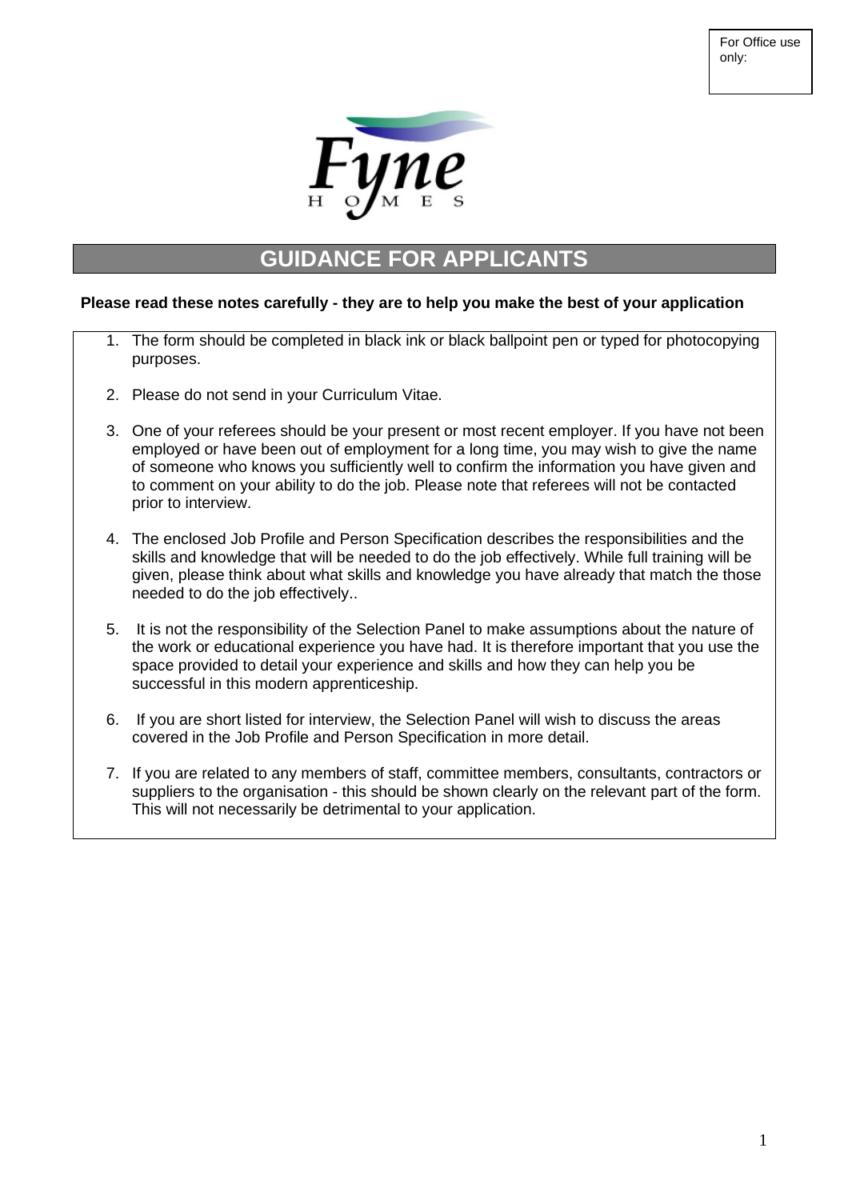For Office use only:

Fyne HOMES

# GUIDANCE FOR APPLICANTS

**Please read these notes carefully - they are to help you make the best of your application**

1. The form should be completed in black ink or black ballpoint pen or typed for photocopying purposes.
2. Please do not send in your Curriculum Vitae.
3. One of your referees should be your present or most recent employer. If you have not been employed or have been out of employment for a long time, you may wish to give the name of someone who knows you sufficiently well to confirm the information you have given and to comment on your ability to do the job. Please note that referees will not be contacted prior to interview.
4. The enclosed Job Profile and Person Specification describes the responsibilities and the skills and knowledge that will be needed to do the job effectively. While full training will be given, please think about what skills and knowledge you have already that match the those needed to do the job effectively..
5. It is not the responsibility of the Selection Panel to make assumptions about the nature of the work or educational experience you have had. It is therefore important that you use the space provided to detail your experience and skills and how they can help you be successful in this modern apprenticeship.
6. If you are short listed for interview, the Selection Panel will wish to discuss the areas covered in the Job Profile and Person Specification in more detail.
7. If you are related to any members of staff, committee members, consultants, contractors or suppliers to the organisation - this should be shown clearly on the relevant part of the form. This will not necessarily be detrimental to your application.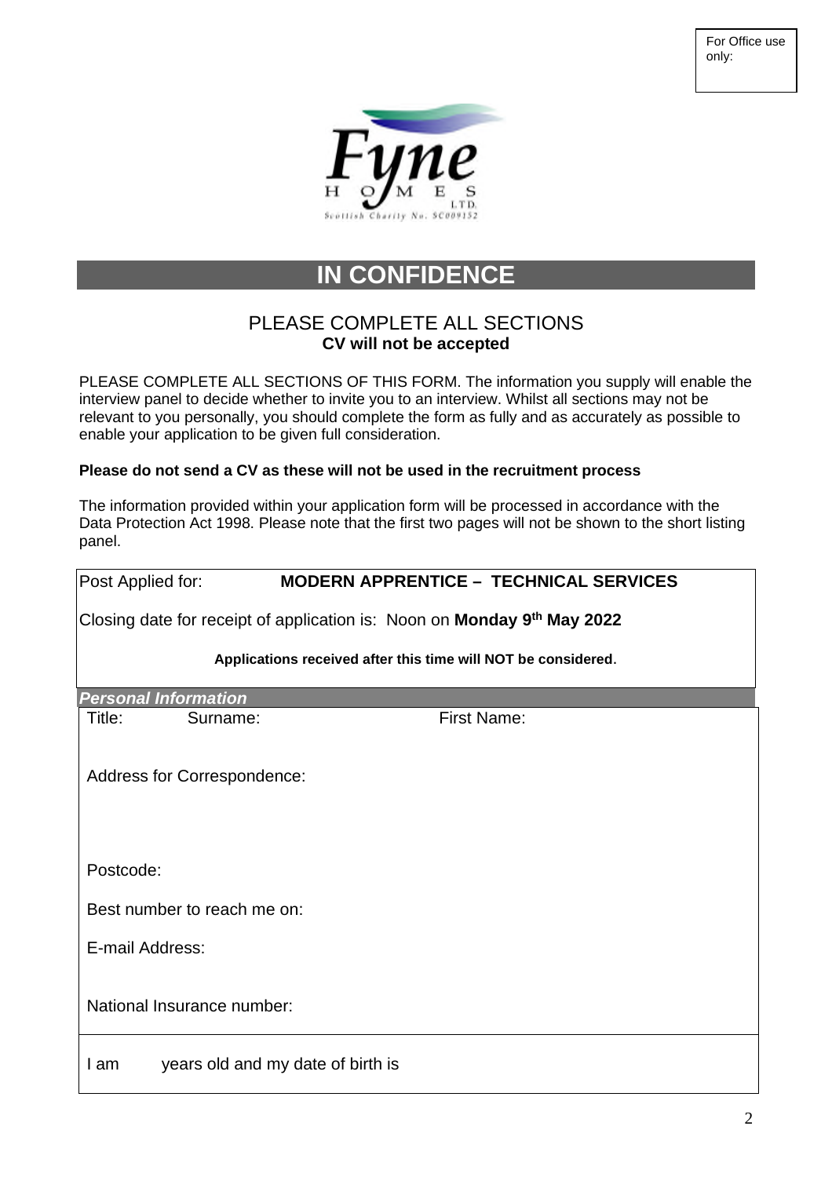For Office use only:

Fyne HOMES LTD.
Scottish Charity No. SC009152

# IN CONFIDENCE

## PLEASE COMPLETE ALL SECTIONS
**CV will not be accepted**

PLEASE COMPLETE ALL SECTIONS OF THIS FORM. The information you supply will enable the interview panel to decide whether to invite you to an interview. Whilst all sections may not be relevant to you personally, you should complete the form as fully and as accurately as possible to enable your application to be given full consideration.

**Please do not send a CV as these will not be used in the recruitment process**

The information provided within your application form will be processed in accordance with the Data Protection Act 1998. Please note that the first two pages will not be shown to the short listing panel.

Post Applied for: **MODERN APPRENTICE – TECHNICAL SERVICES**

Closing date for receipt of application is: Noon on **Monday 9th May 2022**

**Applications received after this time will NOT be considered**.

***Personal Information***

Title: Surname: First Name:

Address for Correspondence:

Postcode:

Best number to reach me on:

E-mail Address:

National Insurance number:

I am years old and my date of birth is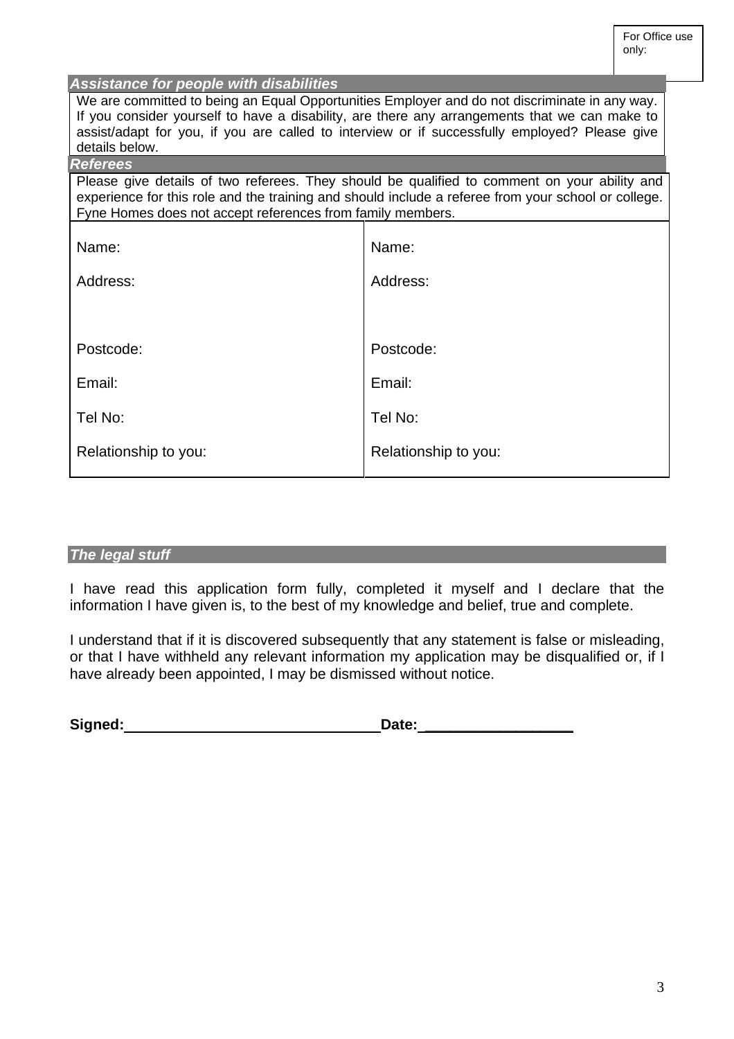For Office use only:

### *Assistance for people with disabilities*

We are committed to being an Equal Opportunities Employer and do not discriminate in any way. If you consider yourself to have a disability, are there any arrangements that we can make to assist/adapt for you, if you are called to interview or if successfully employed? Please give details below.

### *Referees*

Please give details of two referees. They should be qualified to comment on your ability and experience for this role and the training and should include a referee from your school or college. Fyne Homes does not accept references from family members.

| | |
|---|---|
| Name: | Name: |
| Address: | Address: |
| Postcode: | Postcode: |
| Email: | Email: |
| Tel No: | Tel No: |
| Relationship to you: | Relationship to you: |

### *The legal stuff*

I have read this application form fully, completed it myself and I declare that the information I have given is, to the best of my knowledge and belief, true and complete.

I understand that if it is discovered subsequently that any statement is false or misleading, or that I have withheld any relevant information my application may be disqualified or, if I have already been appointed, I may be dismissed without notice.

**Signed:**_______________________________ **Date:**__________________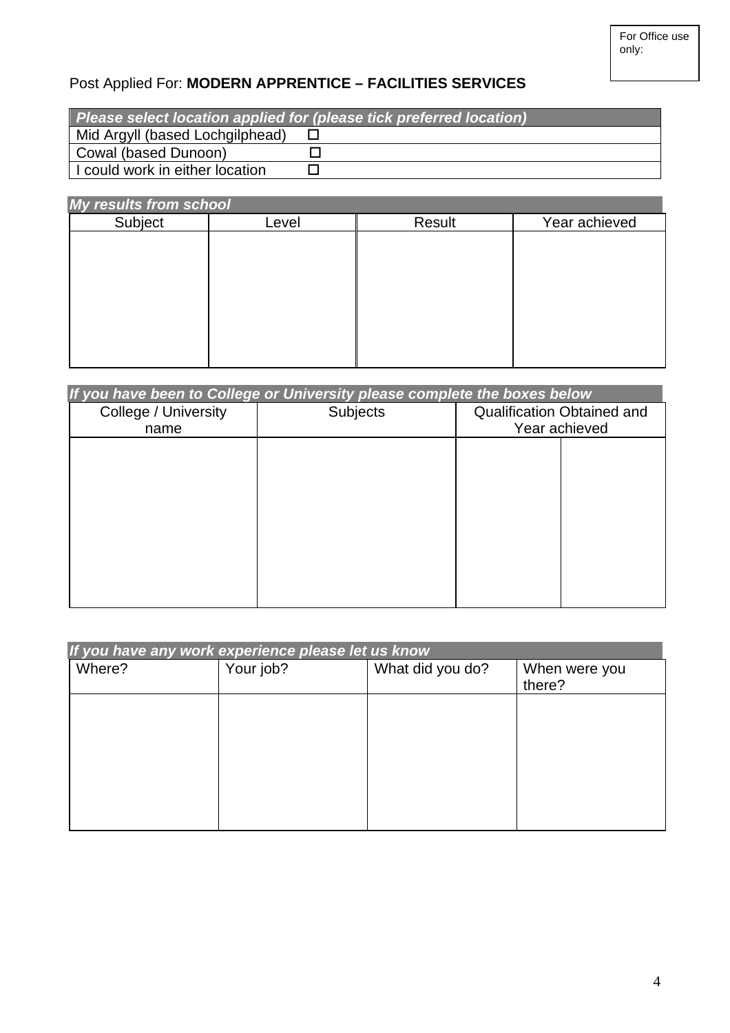For Office use only:

Post Applied For: **MODERN APPRENTICE – FACILITIES SERVICES**

| ***Please select location applied for (please tick preferred location)*** |
|---|
| Mid Argyll (based Lochgilphead) ☐ |
| Cowal (based Dunoon) ☐ |
| I could work in either location ☐ |

***My results from school***

| Subject | Level | Result | Year achieved |
|---|---|---|---|
| | | | |

***If you have been to College or University please complete the boxes below***

| College / University name | Subjects | Qualification Obtained and Year achieved | |
|---|---|---|---|
| | | | |

***If you have any work experience please let us know***

| Where? | Your job? | What did you do? | When were you there? |
|---|---|---|---|
| | | | |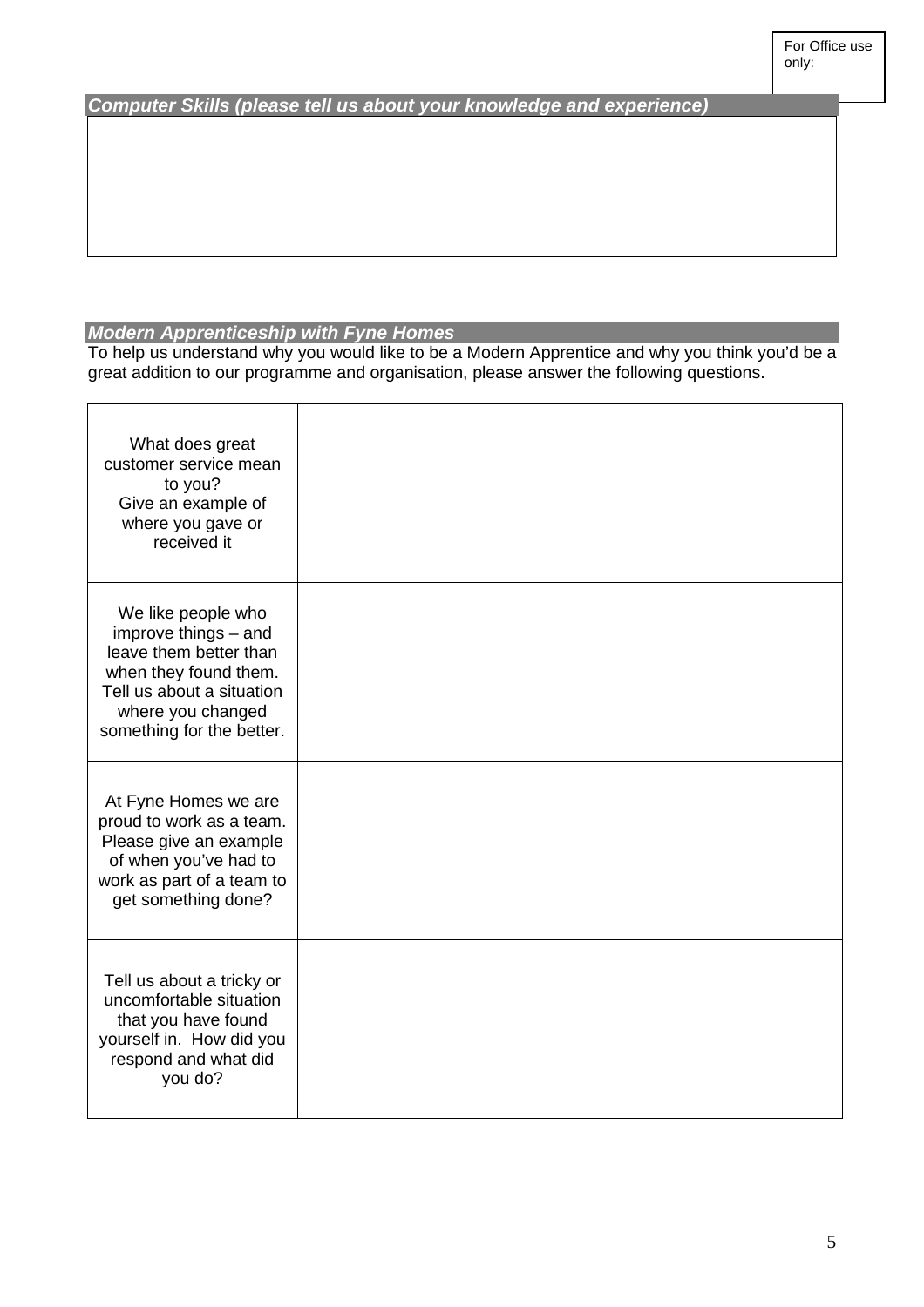For Office use only:

***Computer Skills (please tell us about your knowledge and experience)***

***Modern Apprenticeship with Fyne Homes***

To help us understand why you would like to be a Modern Apprentice and why you think you'd be a great addition to our programme and organisation, please answer the following questions.

| | |
|---|---|
| What does great customer service mean to you? Give an example of where you gave or received it | |
| We like people who improve things – and leave them better than when they found them. Tell us about a situation where you changed something for the better. | |
| At Fyne Homes we are proud to work as a team. Please give an example of when you've had to work as part of a team to get something done? | |
| Tell us about a tricky or uncomfortable situation that you have found yourself in. How did you respond and what did you do? | |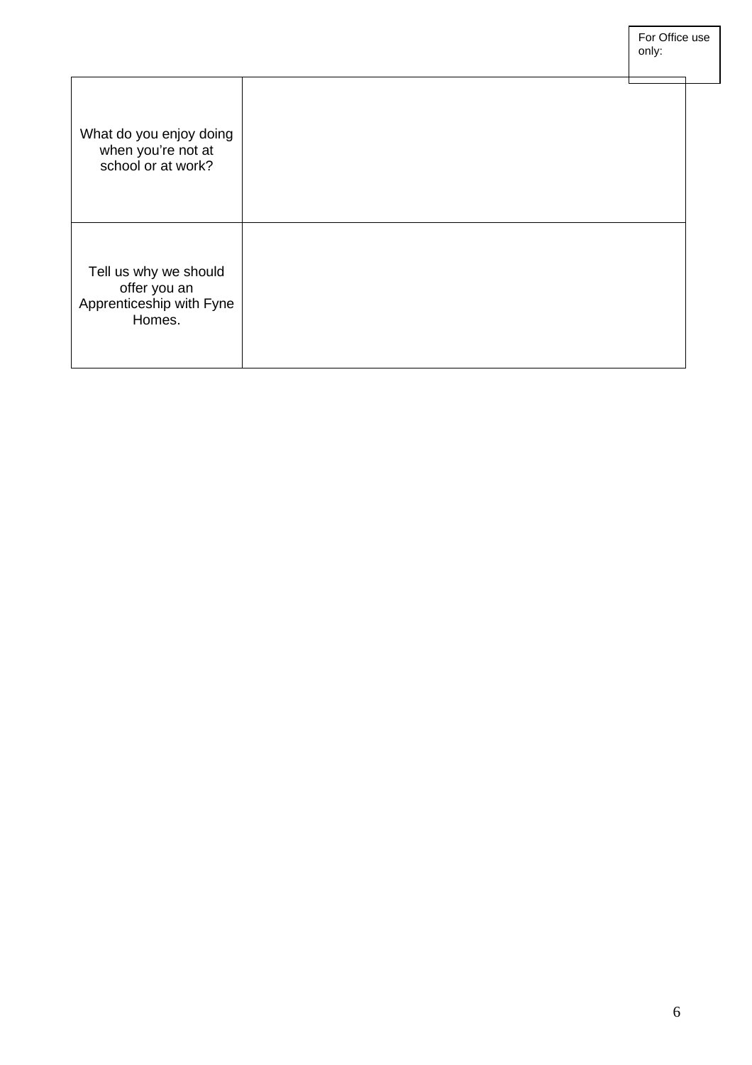For Office use only:

| | |
|---|---|
| What do you enjoy doing when you're not at school or at work? | |
| Tell us why we should offer you an Apprenticeship with Fyne Homes. | |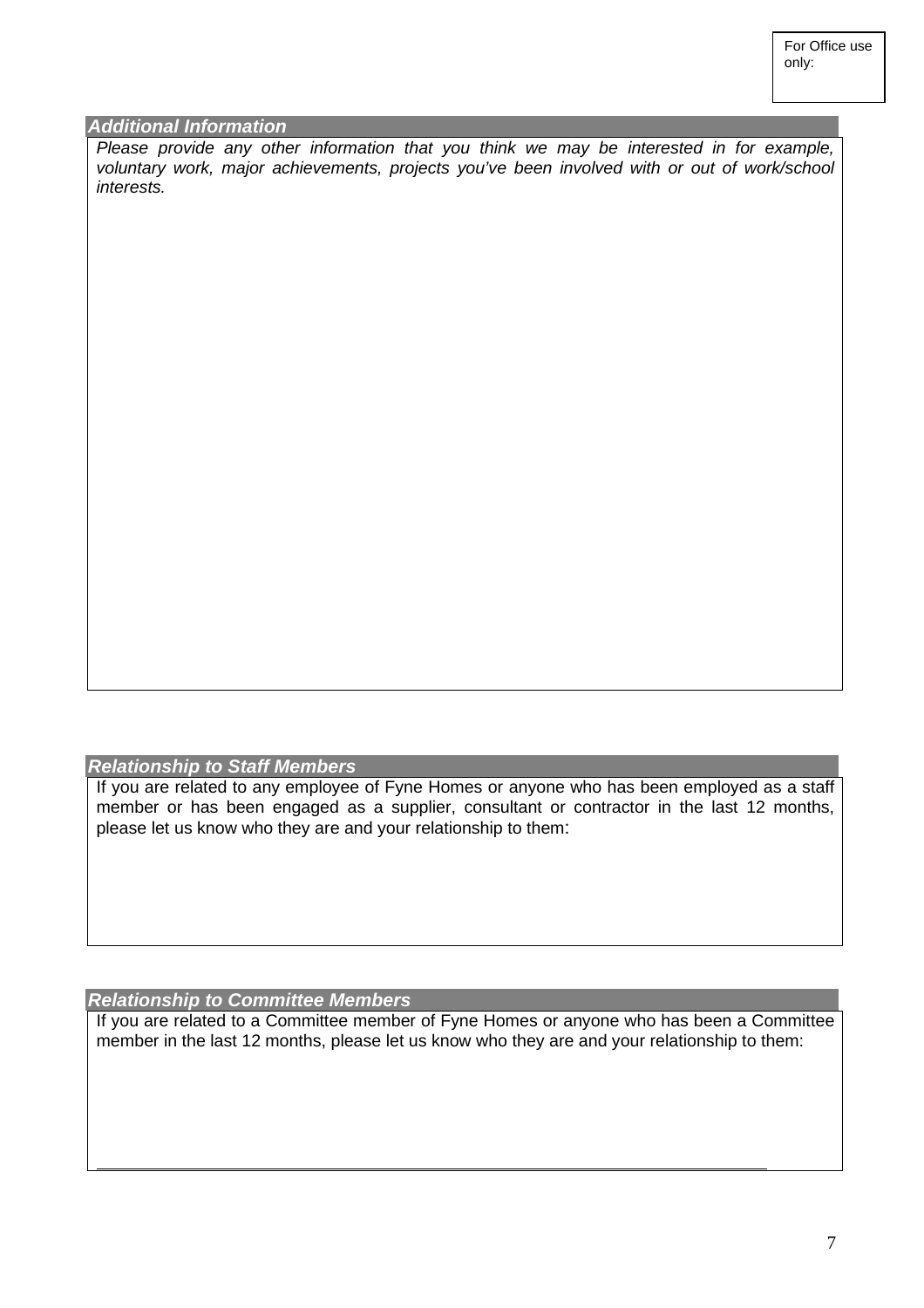For Office use only:

### *Additional Information*

*Please provide any other information that you think we may be interested in for example, voluntary work, major achievements, projects you've been involved with or out of work/school interests.*

### *Relationship to Staff Members*

If you are related to any employee of Fyne Homes or anyone who has been employed as a staff member or has been engaged as a supplier, consultant or contractor in the last 12 months, please let us know who they are and your relationship to them:

### *Relationship to Committee Members*

If you are related to a Committee member of Fyne Homes or anyone who has been a Committee member in the last 12 months, please let us know who they are and your relationship to them: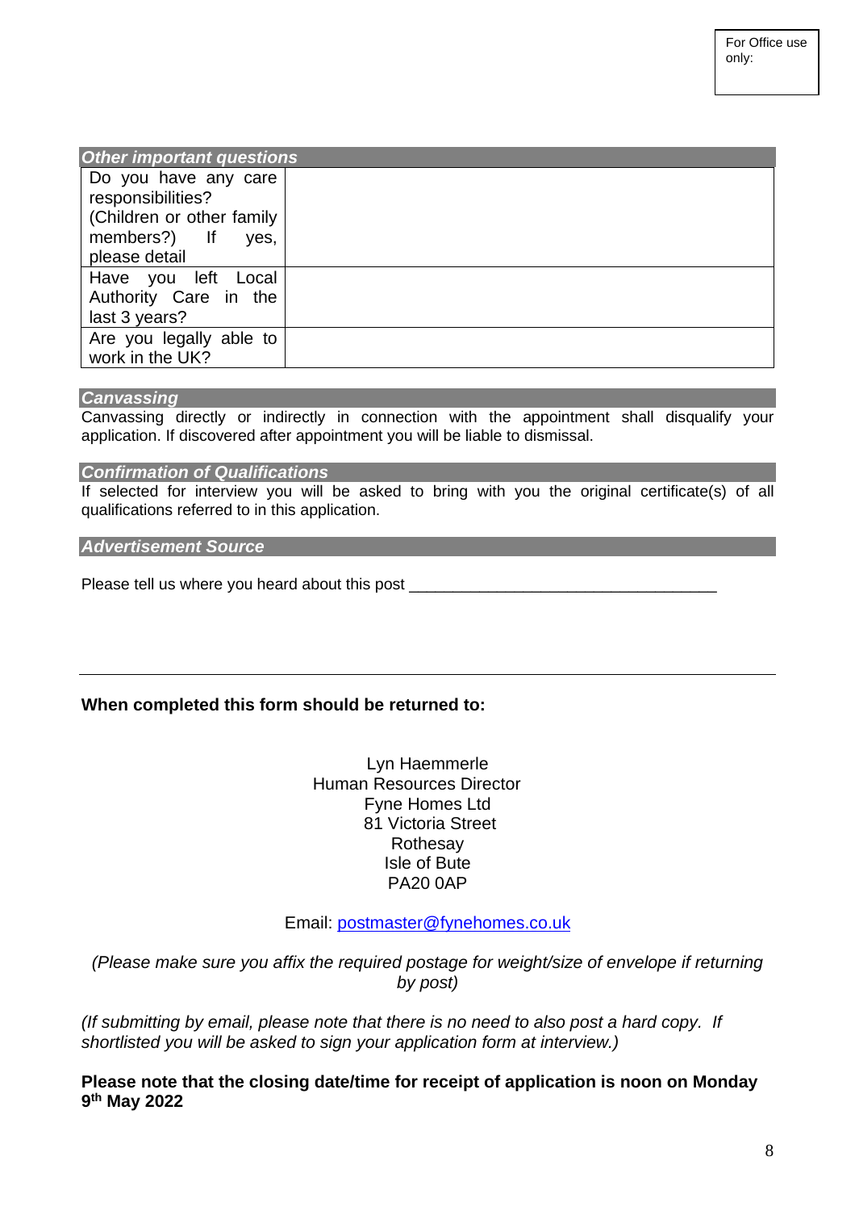For Office use only:

### *Other important questions*

| | |
|---|---|
| Do you have any care responsibilities? (Children or other family members?) If yes, please detail | |
| Have you left Local Authority Care in the last 3 years? | |
| Are you legally able to work in the UK? | |

### *Canvassing*

Canvassing directly or indirectly in connection with the appointment shall disqualify your application. If discovered after appointment you will be liable to dismissal.

### *Confirmation of Qualifications*

If selected for interview you will be asked to bring with you the original certificate(s) of all qualifications referred to in this application.

### *Advertisement Source*

Please tell us where you heard about this post ___________________________________

---

**When completed this form should be returned to:**

Lyn Haemmerle
Human Resources Director
Fyne Homes Ltd
81 Victoria Street
Rothesay
Isle of Bute
PA20 0AP

Email: postmaster@fynehomes.co.uk

*(Please make sure you affix the required postage for weight/size of envelope if returning by post)*

*(If submitting by email, please note that there is no need to also post a hard copy. If shortlisted you will be asked to sign your application form at interview.)*

**Please note that the closing date/time for receipt of application is noon on Monday 9th May 2022**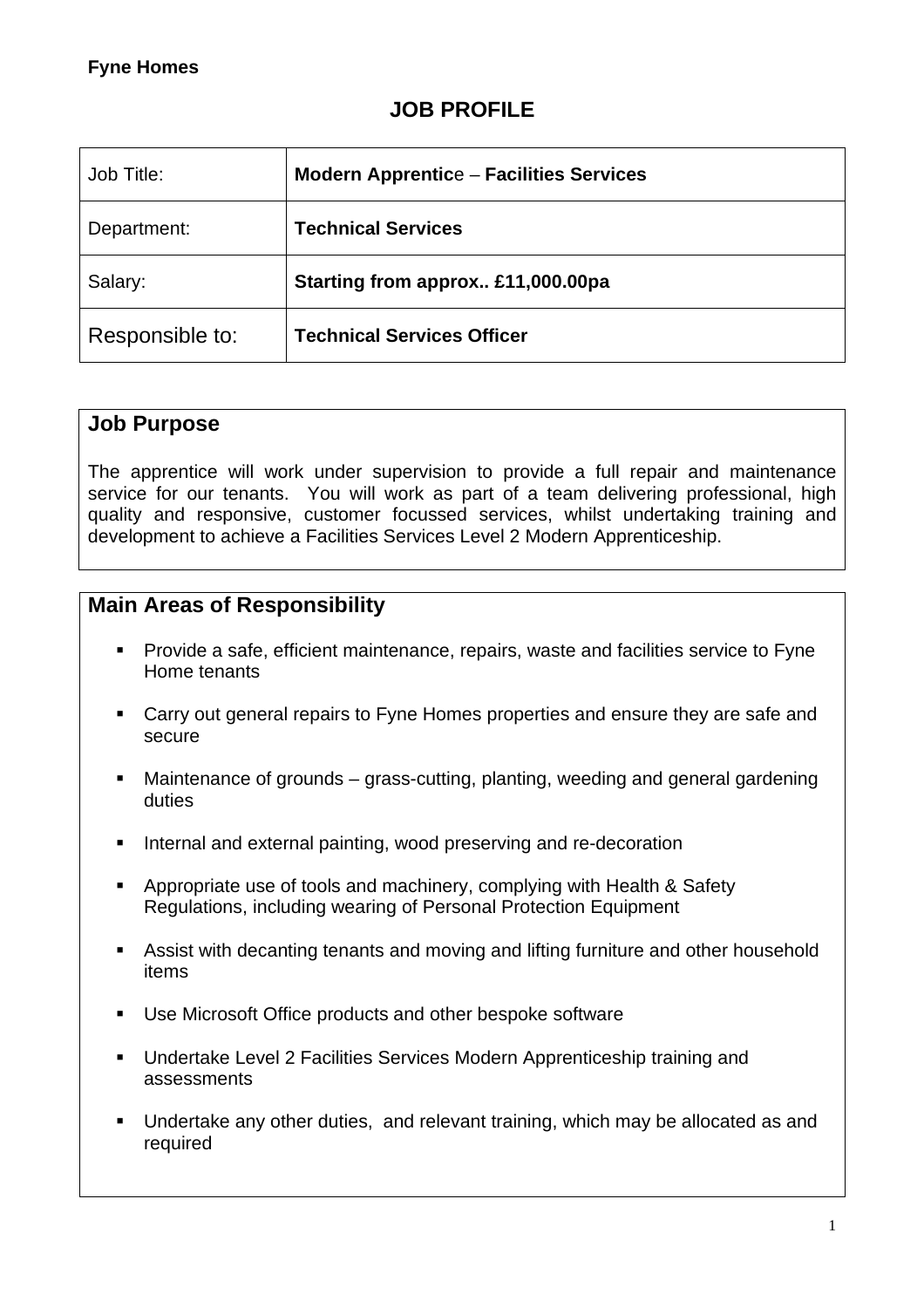**Fyne Homes**

# JOB PROFILE

| | |
|---|---|
| Job Title: | **Modern Apprentice – Facilities Services** |
| Department: | **Technical Services** |
| Salary: | **Starting from approx.. £11,000.00pa** |
| Responsible to: | **Technical Services Officer** |

## Job Purpose

The apprentice will work under supervision to provide a full repair and maintenance service for our tenants. You will work as part of a team delivering professional, high quality and responsive, customer focussed services, whilst undertaking training and development to achieve a Facilities Services Level 2 Modern Apprenticeship.

## Main Areas of Responsibility

- Provide a safe, efficient maintenance, repairs, waste and facilities service to Fyne Home tenants
- Carry out general repairs to Fyne Homes properties and ensure they are safe and secure
- Maintenance of grounds – grass-cutting, planting, weeding and general gardening duties
- Internal and external painting, wood preserving and re-decoration
- Appropriate use of tools and machinery, complying with Health & Safety Regulations, including wearing of Personal Protection Equipment
- Assist with decanting tenants and moving and lifting furniture and other household items
- Use Microsoft Office products and other bespoke software
- Undertake Level 2 Facilities Services Modern Apprenticeship training and assessments
- Undertake any other duties, and relevant training, which may be allocated as and required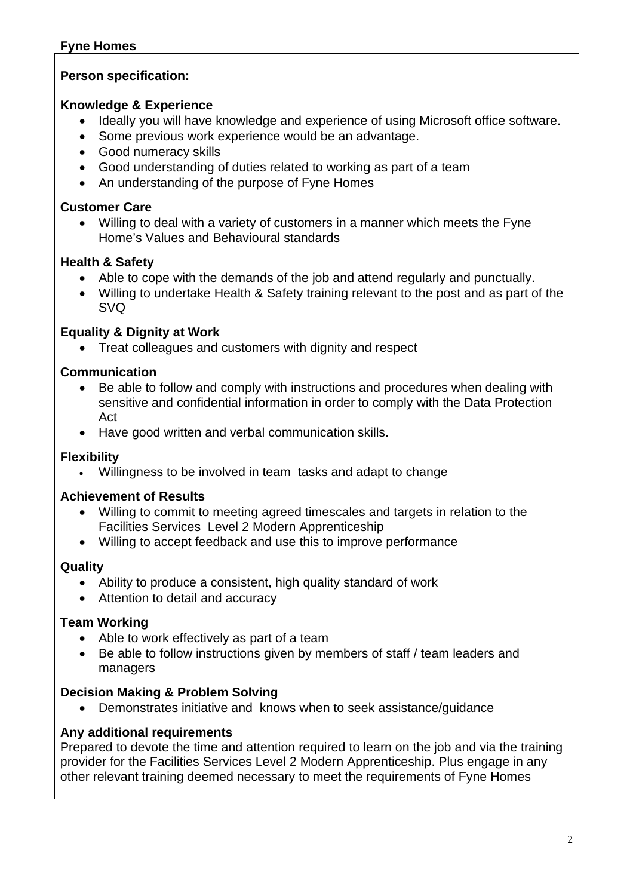**Fyne Homes**

**Person specification:**

**Knowledge & Experience**

- Ideally you will have knowledge and experience of using Microsoft office software.
- Some previous work experience would be an advantage.
- Good numeracy skills
- Good understanding of duties related to working as part of a team
- An understanding of the purpose of Fyne Homes

**Customer Care**

- Willing to deal with a variety of customers in a manner which meets the Fyne Home's Values and Behavioural standards

**Health & Safety**

- Able to cope with the demands of the job and attend regularly and punctually.
- Willing to undertake Health & Safety training relevant to the post and as part of the SVQ

**Equality & Dignity at Work**

- Treat colleagues and customers with dignity and respect

**Communication**

- Be able to follow and comply with instructions and procedures when dealing with sensitive and confidential information in order to comply with the Data Protection Act
- Have good written and verbal communication skills.

**Flexibility**

- Willingness to be involved in team tasks and adapt to change

**Achievement of Results**

- Willing to commit to meeting agreed timescales and targets in relation to the Facilities Services Level 2 Modern Apprenticeship
- Willing to accept feedback and use this to improve performance

**Quality**

- Ability to produce a consistent, high quality standard of work
- Attention to detail and accuracy

**Team Working**

- Able to work effectively as part of a team
- Be able to follow instructions given by members of staff / team leaders and managers

**Decision Making & Problem Solving**

- Demonstrates initiative and knows when to seek assistance/guidance

**Any additional requirements**

Prepared to devote the time and attention required to learn on the job and via the training provider for the Facilities Services Level 2 Modern Apprenticeship. Plus engage in any other relevant training deemed necessary to meet the requirements of Fyne Homes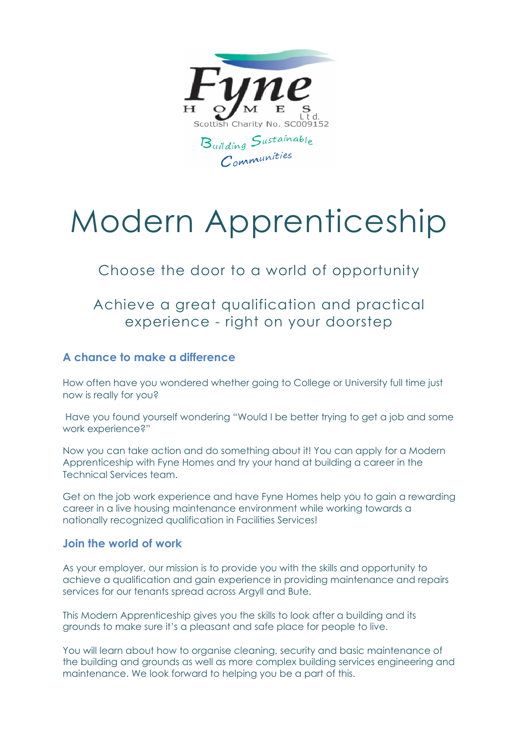Fyne HOMES Ltd.

Scottish Charity No. SC009152

Building Sustainable Communities

# Modern Apprenticeship

## Choose the door to a world of opportunity

## Achieve a great qualification and practical experience - right on your doorstep

### A chance to make a difference

How often have you wondered whether going to College or University full time just now is really for you?

Have you found yourself wondering "Would I be better trying to get a job and some work experience?"

Now you can take action and do something about it! You can apply for a Modern Apprenticeship with Fyne Homes and try your hand at building a career in the Technical Services team.

Get on the job work experience and have Fyne Homes help you to gain a rewarding career in a live housing maintenance environment while working towards a nationally recognized qualification in Facilities Services!

### Join the world of work

As your employer, our mission is to provide you with the skills and opportunity to achieve a qualification and gain experience in providing maintenance and repairs services for our tenants spread across Argyll and Bute.

This Modern Apprenticeship gives you the skills to look after a building and its grounds to make sure it's a pleasant and safe place for people to live.

You will learn about how to organise cleaning, security and basic maintenance of the building and grounds as well as more complex building services engineering and maintenance. We look forward to helping you be a part of this.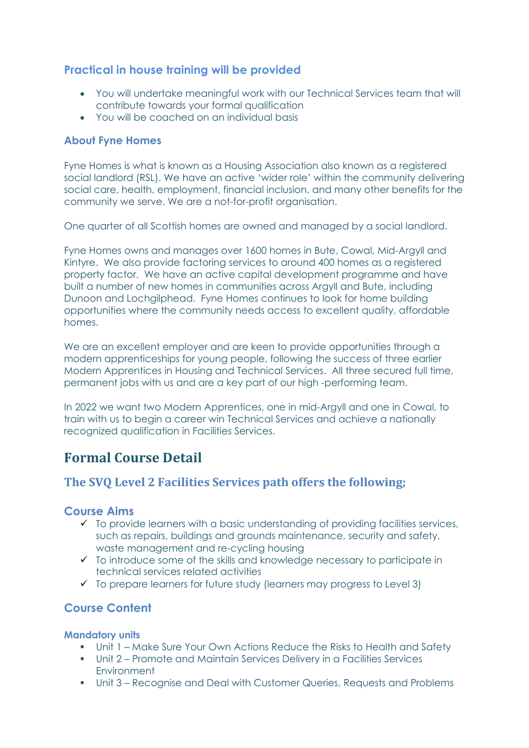### Practical in house training will be provided

- You will undertake meaningful work with our Technical Services team that will contribute towards your formal qualification
- You will be coached on an individual basis

### About Fyne Homes

Fyne Homes is what is known as a Housing Association also known as a registered social landlord (RSL). We have an active 'wider role' within the community delivering social care, health, employment, financial inclusion, and many other benefits for the community we serve. We are a not-for-profit organisation.

One quarter of all Scottish homes are owned and managed by a social landlord.

Fyne Homes owns and manages over 1600 homes in Bute, Cowal, Mid-Argyll and Kintyre. We also provide factoring services to around 400 homes as a registered property factor. We have an active capital development programme and have built a number of new homes in communities across Argyll and Bute, including Dunoon and Lochgilphead. Fyne Homes continues to look for home building opportunities where the community needs access to excellent quality, affordable homes.

We are an excellent employer and are keen to provide opportunities through a modern apprenticeships for young people, following the success of three earlier Modern Apprentices in Housing and Technical Services. All three secured full time, permanent jobs with us and are a key part of our high -performing team.

In 2022 we want two Modern Apprentices, one in mid-Argyll and one in Cowal, to train with us to begin a career win Technical Services and achieve a nationally recognized qualification in Facilities Services.

## Formal Course Detail

### The SVQ Level 2 Facilities Services path offers the following;

### Course Aims

- ✓ To provide learners with a basic understanding of providing facilities services, such as repairs, buildings and grounds maintenance, security and safety, waste management and re-cycling housing
- ✓ To introduce some of the skills and knowledge necessary to participate in technical services related activities
- ✓ To prepare learners for future study (learners may progress to Level 3)

### Course Content

#### Mandatory units

- Unit 1 – Make Sure Your Own Actions Reduce the Risks to Health and Safety
- Unit 2 – Promote and Maintain Services Delivery in a Facilities Services Environment
- Unit 3 – Recognise and Deal with Customer Queries, Requests and Problems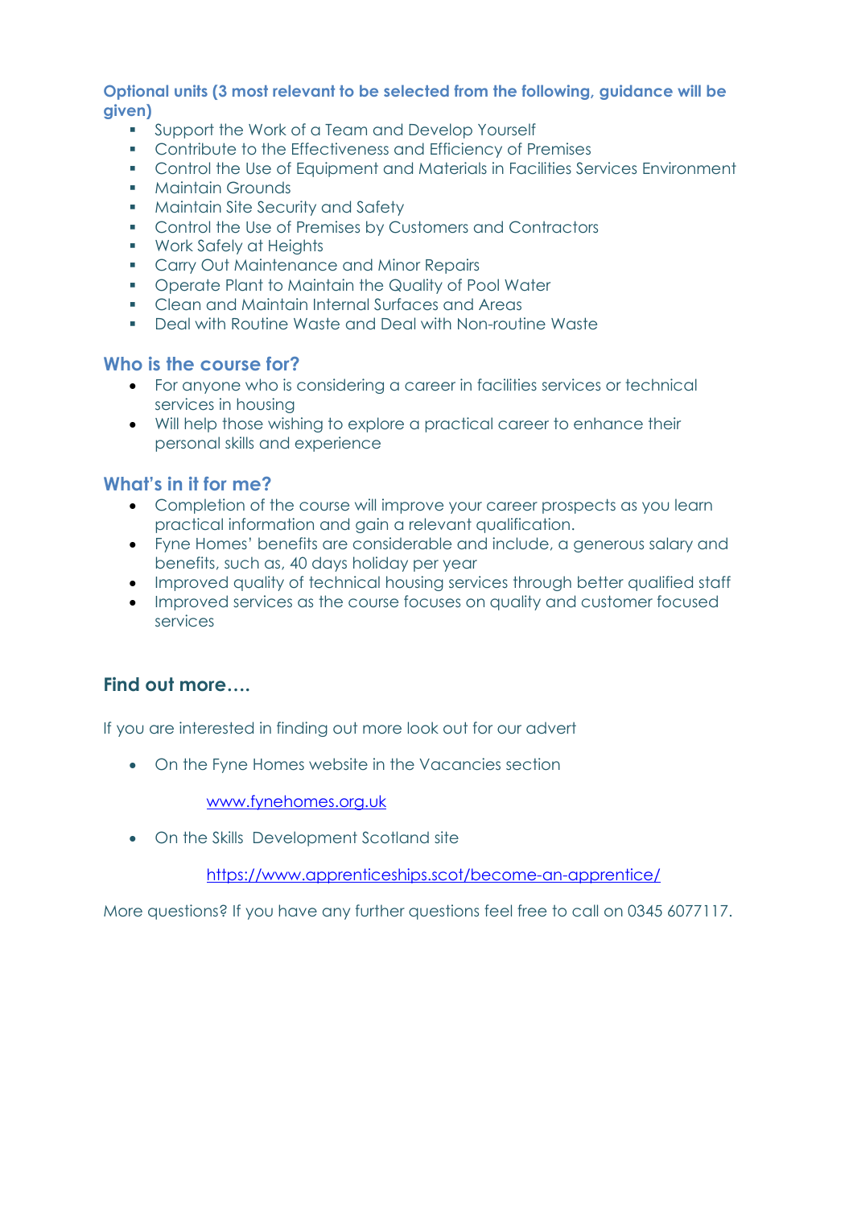**Optional units (3 most relevant to be selected from the following, guidance will be given)**

- Support the Work of a Team and Develop Yourself
- Contribute to the Effectiveness and Efficiency of Premises
- Control the Use of Equipment and Materials in Facilities Services Environment
- Maintain Grounds
- Maintain Site Security and Safety
- Control the Use of Premises by Customers and Contractors
- Work Safely at Heights
- Carry Out Maintenance and Minor Repairs
- Operate Plant to Maintain the Quality of Pool Water
- Clean and Maintain Internal Surfaces and Areas
- Deal with Routine Waste and Deal with Non-routine Waste

## Who is the course for?

- For anyone who is considering a career in facilities services or technical services in housing
- Will help those wishing to explore a practical career to enhance their personal skills and experience

## What's in it for me?

- Completion of the course will improve your career prospects as you learn practical information and gain a relevant qualification.
- Fyne Homes' benefits are considerable and include, a generous salary and benefits, such as, 40 days holiday per year
- Improved quality of technical housing services through better qualified staff
- Improved services as the course focuses on quality and customer focused services

## Find out more….

If you are interested in finding out more look out for our advert

- On the Fyne Homes website in the Vacancies section

  www.fynehomes.org.uk

- On the Skills Development Scotland site

  https://www.apprenticeships.scot/become-an-apprentice/

More questions? If you have any further questions feel free to call on 0345 6077117.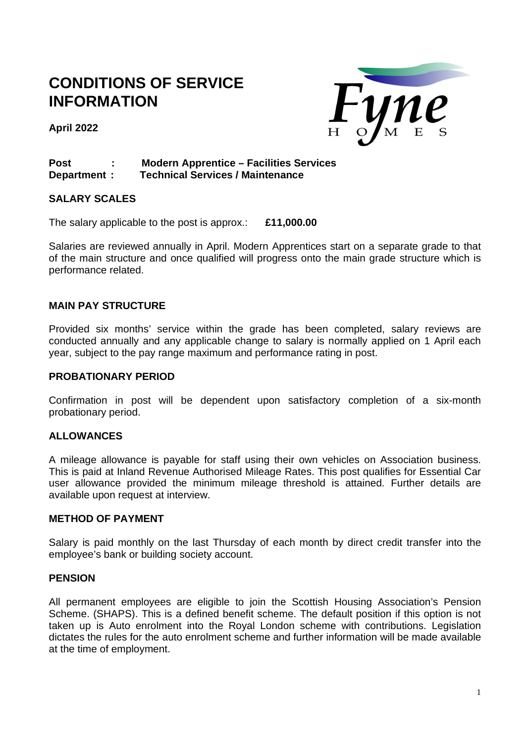# CONDITIONS OF SERVICE INFORMATION

**April 2022**

**Post : Modern Apprentice – Facilities Services**
**Department : Technical Services / Maintenance**

## SALARY SCALES

The salary applicable to the post is approx.: **£11,000.00**

Salaries are reviewed annually in April. Modern Apprentices start on a separate grade to that of the main structure and once qualified will progress onto the main grade structure which is performance related.

## MAIN PAY STRUCTURE

Provided six months' service within the grade has been completed, salary reviews are conducted annually and any applicable change to salary is normally applied on 1 April each year, subject to the pay range maximum and performance rating in post.

## PROBATIONARY PERIOD

Confirmation in post will be dependent upon satisfactory completion of a six-month probationary period.

## ALLOWANCES

A mileage allowance is payable for staff using their own vehicles on Association business. This is paid at Inland Revenue Authorised Mileage Rates. This post qualifies for Essential Car user allowance provided the minimum mileage threshold is attained. Further details are available upon request at interview.

## METHOD OF PAYMENT

Salary is paid monthly on the last Thursday of each month by direct credit transfer into the employee's bank or building society account.

## PENSION

All permanent employees are eligible to join the Scottish Housing Association's Pension Scheme. (SHAPS). This is a defined benefit scheme. The default position if this option is not taken up is Auto enrolment into the Royal London scheme with contributions. Legislation dictates the rules for the auto enrolment scheme and further information will be made available at the time of employment.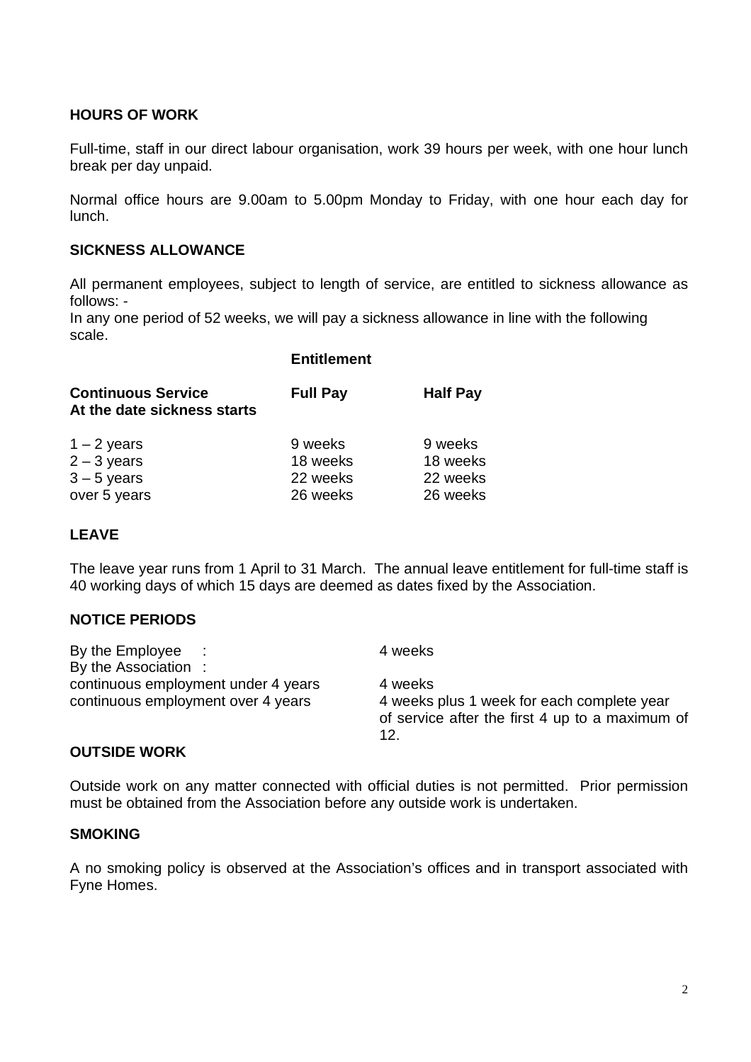**HOURS OF WORK**

Full-time, staff in our direct labour organisation, work 39 hours per week, with one hour lunch break per day unpaid.

Normal office hours are 9.00am to 5.00pm Monday to Friday, with one hour each day for lunch.

**SICKNESS ALLOWANCE**

All permanent employees, subject to length of service, are entitled to sickness allowance as follows: -
In any one period of 52 weeks, we will pay a sickness allowance in line with the following scale.

| | **Entitlement** | |
|---|---|---|
| **Continuous Service At the date sickness starts** | **Full Pay** | **Half Pay** |
| 1 – 2 years | 9 weeks | 9 weeks |
| 2 – 3 years | 18 weeks | 18 weeks |
| 3 – 5 years | 22 weeks | 22 weeks |
| over 5 years | 26 weeks | 26 weeks |

**LEAVE**

The leave year runs from 1 April to 31 March. The annual leave entitlement for full-time staff is 40 working days of which 15 days are deemed as dates fixed by the Association.

**NOTICE PERIODS**

| | |
|---|---|
| By the Employee : | 4 weeks |
| By the Association : | |
| continuous employment under 4 years | 4 weeks |
| continuous employment over 4 years | 4 weeks plus 1 week for each complete year of service after the first 4 up to a maximum of 12. |

**OUTSIDE WORK**

Outside work on any matter connected with official duties is not permitted. Prior permission must be obtained from the Association before any outside work is undertaken.

**SMOKING**

A no smoking policy is observed at the Association's offices and in transport associated with Fyne Homes.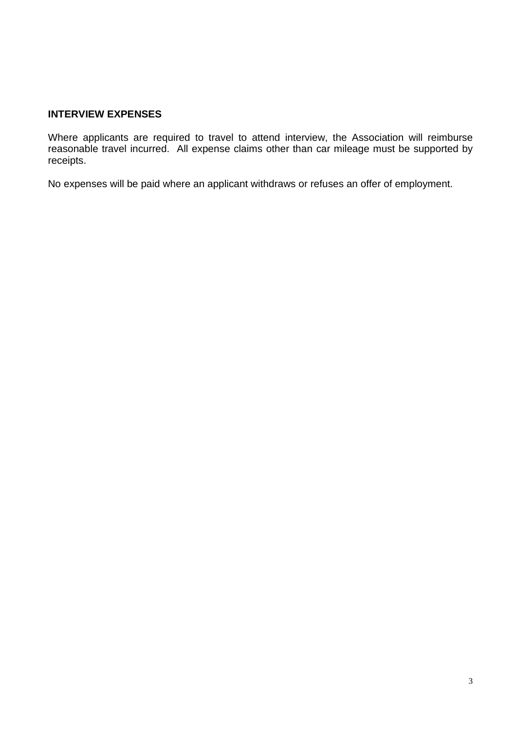## INTERVIEW EXPENSES

Where applicants are required to travel to attend interview, the Association will reimburse reasonable travel incurred. All expense claims other than car mileage must be supported by receipts.

No expenses will be paid where an applicant withdraws or refuses an offer of employment.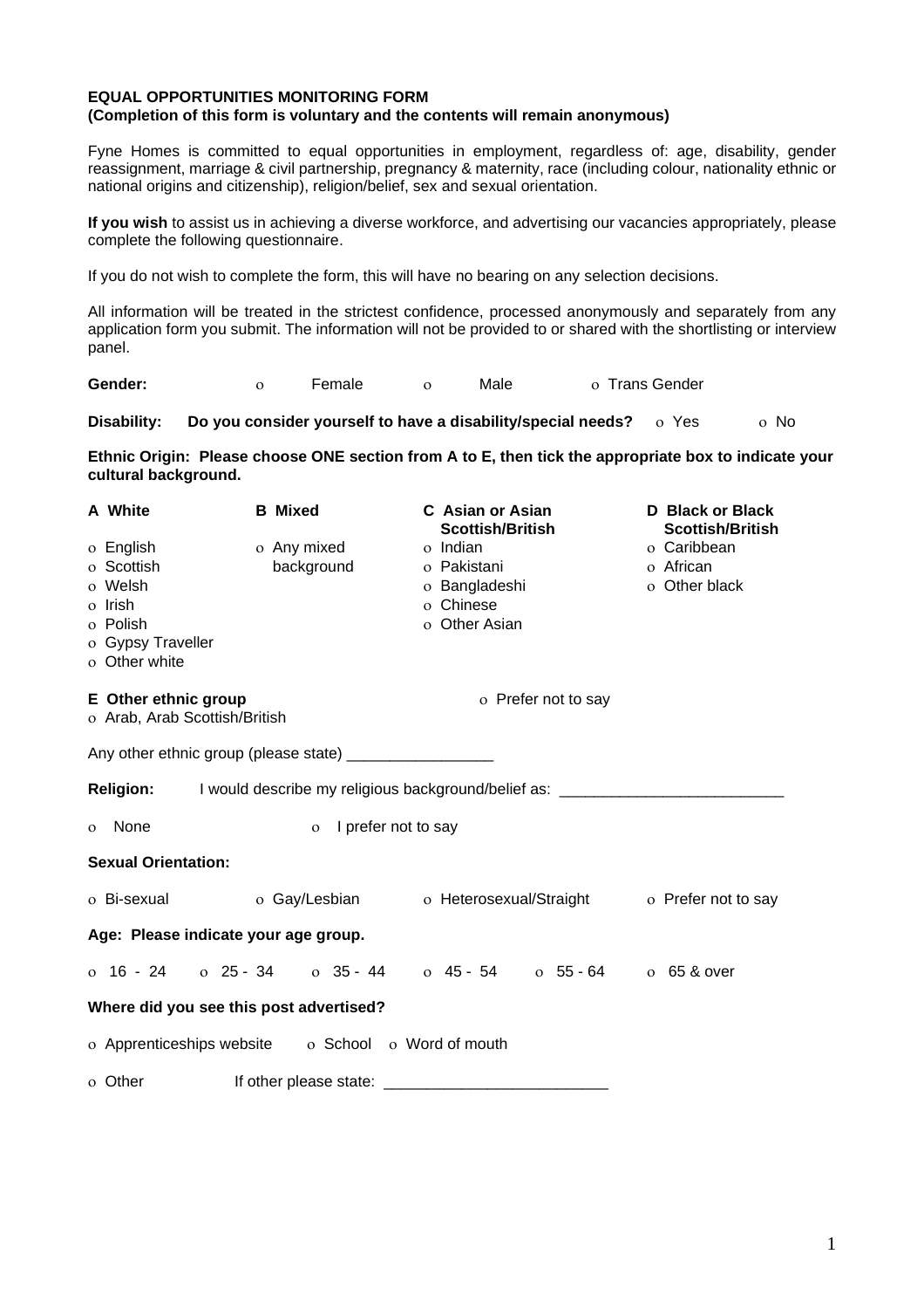**EQUAL OPPORTUNITIES MONITORING FORM**
**(Completion of this form is voluntary and the contents will remain anonymous)**

Fyne Homes is committed to equal opportunities in employment, regardless of: age, disability, gender reassignment, marriage & civil partnership, pregnancy & maternity, race (including colour, nationality ethnic or national origins and citizenship), religion/belief, sex and sexual orientation.

**If you wish** to assist us in achieving a diverse workforce, and advertising our vacancies appropriately, please complete the following questionnaire.

If you do not wish to complete the form, this will have no bearing on any selection decisions.

All information will be treated in the strictest confidence, processed anonymously and separately from any application form you submit. The information will not be provided to or shared with the shortlisting or interview panel.

**Gender:** o Female o Male o Trans Gender

**Disability: Do you consider yourself to have a disability/special needs?** o Yes o No

**Ethnic Origin: Please choose ONE section from A to E, then tick the appropriate box to indicate your cultural background.**

| **A White** | **B Mixed** | **C Asian or Asian Scottish/British** | **D Black or Black Scottish/British** |
|---|---|---|---|
| o English | o Any mixed background | o Indian | o Caribbean |
| o Scottish | | o Pakistani | o African |
| o Welsh | | o Bangladeshi | o Other black |
| o Irish | | o Chinese | |
| o Polish | | o Other Asian | |
| o Gypsy Traveller | | | |
| o Other white | | | |

**E Other ethnic group**
o Arab, Arab Scottish/British

o Prefer not to say

Any other ethnic group (please state) _________________

**Religion:** I would describe my religious background/belief as: __________________________

o None o I prefer not to say

**Sexual Orientation:**

o Bi-sexual o Gay/Lesbian o Heterosexual/Straight o Prefer not to say

**Age: Please indicate your age group.**

o 16 - 24 o 25 - 34 o 35 - 44 o 45 - 54 o 55 - 64 o 65 & over

**Where did you see this post advertised?**

o Apprenticeships website o School o Word of mouth

o Other If other please state: __________________________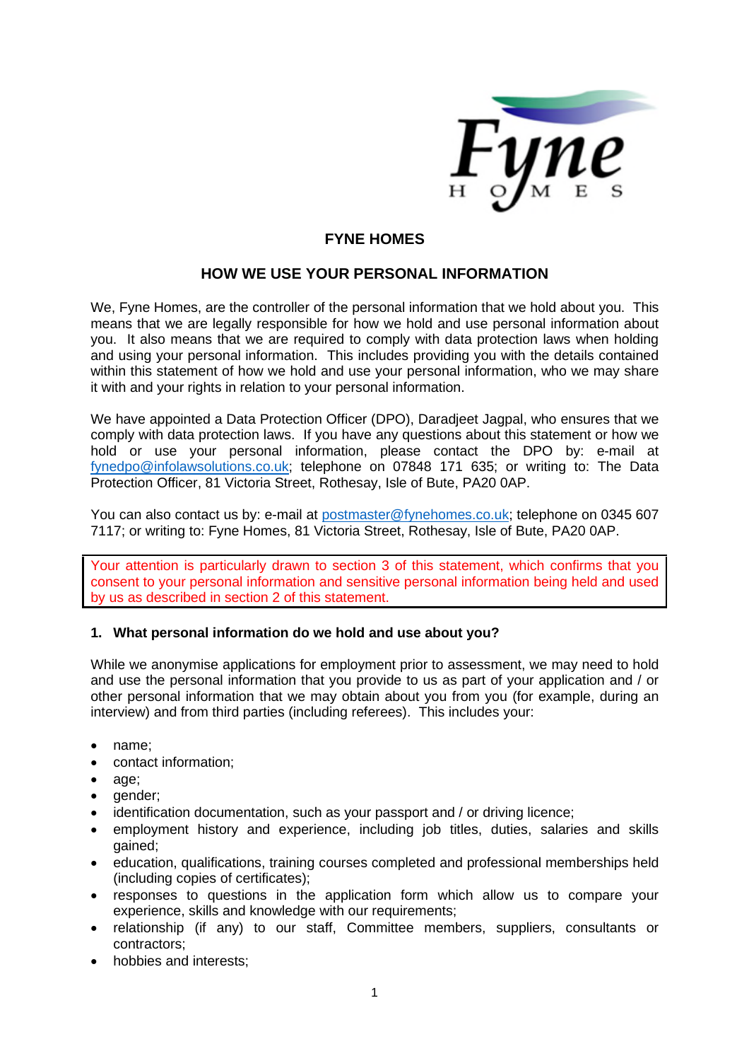# FYNE HOMES

## HOW WE USE YOUR PERSONAL INFORMATION

We, Fyne Homes, are the controller of the personal information that we hold about you. This means that we are legally responsible for how we hold and use personal information about you. It also means that we are required to comply with data protection laws when holding and using your personal information. This includes providing you with the details contained within this statement of how we hold and use your personal information, who we may share it with and your rights in relation to your personal information.

We have appointed a Data Protection Officer (DPO), Daradjeet Jagpal, who ensures that we comply with data protection laws. If you have any questions about this statement or how we hold or use your personal information, please contact the DPO by: e-mail at fynedpo@infolawsolutions.co.uk; telephone on 07848 171 635; or writing to: The Data Protection Officer, 81 Victoria Street, Rothesay, Isle of Bute, PA20 0AP.

You can also contact us by: e-mail at postmaster@fynehomes.co.uk; telephone on 0345 607 7117; or writing to: Fyne Homes, 81 Victoria Street, Rothesay, Isle of Bute, PA20 0AP.

Your attention is particularly drawn to section 3 of this statement, which confirms that you consent to your personal information and sensitive personal information being held and used by us as described in section 2 of this statement.

### 1. What personal information do we hold and use about you?

While we anonymise applications for employment prior to assessment, we may need to hold and use the personal information that you provide to us as part of your application and / or other personal information that we may obtain about you from you (for example, during an interview) and from third parties (including referees). This includes your:

- name;
- contact information;
- age;
- gender;
- identification documentation, such as your passport and / or driving licence;
- employment history and experience, including job titles, duties, salaries and skills gained;
- education, qualifications, training courses completed and professional memberships held (including copies of certificates);
- responses to questions in the application form which allow us to compare your experience, skills and knowledge with our requirements;
- relationship (if any) to our staff, Committee members, suppliers, consultants or contractors;
- hobbies and interests;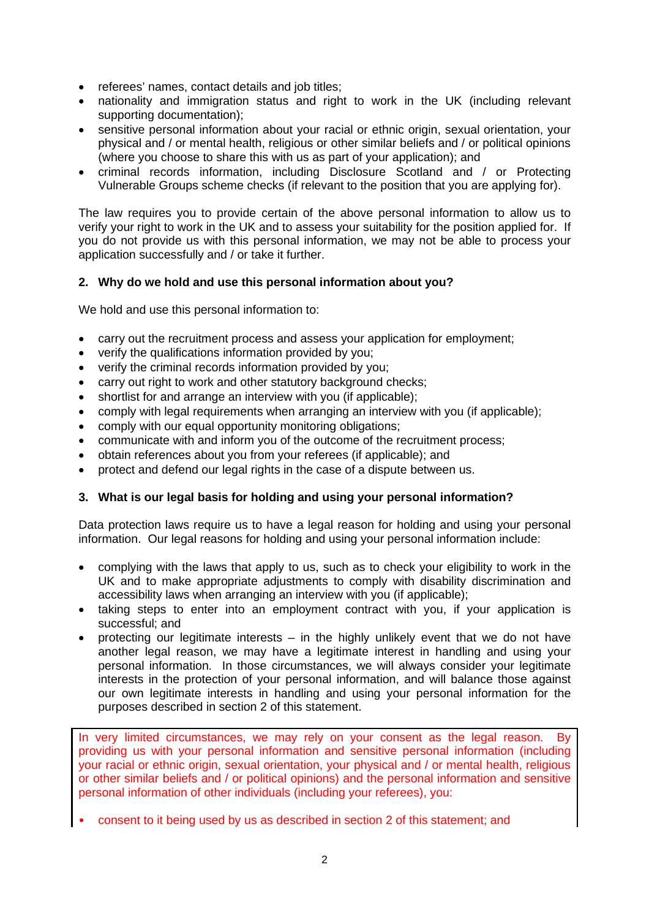- referees' names, contact details and job titles;
- nationality and immigration status and right to work in the UK (including relevant supporting documentation);
- sensitive personal information about your racial or ethnic origin, sexual orientation, your physical and / or mental health, religious or other similar beliefs and / or political opinions (where you choose to share this with us as part of your application); and
- criminal records information, including Disclosure Scotland and / or Protecting Vulnerable Groups scheme checks (if relevant to the position that you are applying for).

The law requires you to provide certain of the above personal information to allow us to verify your right to work in the UK and to assess your suitability for the position applied for. If you do not provide us with this personal information, we may not be able to process your application successfully and / or take it further.

## 2. Why do we hold and use this personal information about you?

We hold and use this personal information to:

- carry out the recruitment process and assess your application for employment;
- verify the qualifications information provided by you;
- verify the criminal records information provided by you;
- carry out right to work and other statutory background checks;
- shortlist for and arrange an interview with you (if applicable);
- comply with legal requirements when arranging an interview with you (if applicable);
- comply with our equal opportunity monitoring obligations;
- communicate with and inform you of the outcome of the recruitment process;
- obtain references about you from your referees (if applicable); and
- protect and defend our legal rights in the case of a dispute between us.

## 3. What is our legal basis for holding and using your personal information?

Data protection laws require us to have a legal reason for holding and using your personal information. Our legal reasons for holding and using your personal information include:

- complying with the laws that apply to us, such as to check your eligibility to work in the UK and to make appropriate adjustments to comply with disability discrimination and accessibility laws when arranging an interview with you (if applicable);
- taking steps to enter into an employment contract with you, if your application is successful; and
- protecting our legitimate interests – in the highly unlikely event that we do not have another legal reason, we may have a legitimate interest in handling and using your personal information. In those circumstances, we will always consider your legitimate interests in the protection of your personal information, and will balance those against our own legitimate interests in handling and using your personal information for the purposes described in section 2 of this statement.

In very limited circumstances, we may rely on your consent as the legal reason. By providing us with your personal information and sensitive personal information (including your racial or ethnic origin, sexual orientation, your physical and / or mental health, religious or other similar beliefs and / or political opinions) and the personal information and sensitive personal information of other individuals (including your referees), you:

- consent to it being used by us as described in section 2 of this statement; and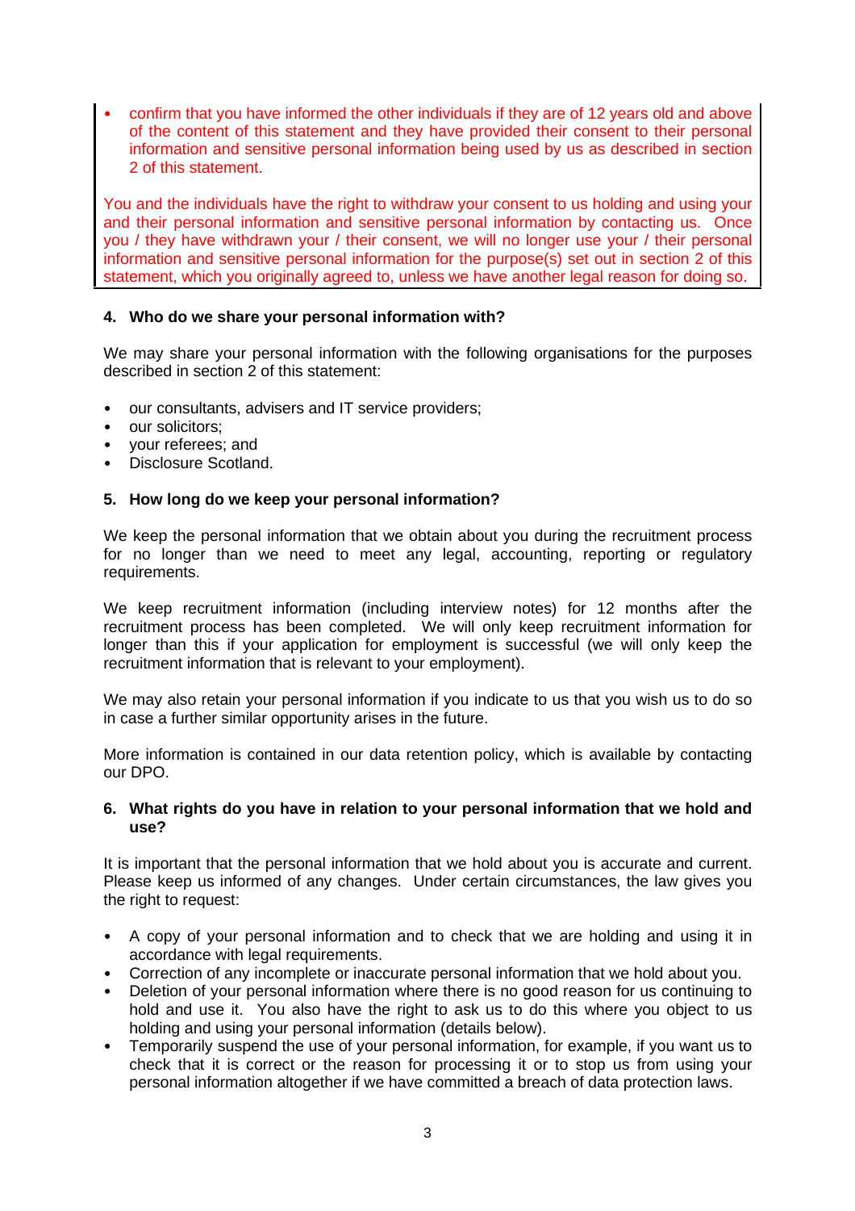- confirm that you have informed the other individuals if they are of 12 years old and above of the content of this statement and they have provided their consent to their personal information and sensitive personal information being used by us as described in section 2 of this statement.

You and the individuals have the right to withdraw your consent to us holding and using your and their personal information and sensitive personal information by contacting us. Once you / they have withdrawn your / their consent, we will no longer use your / their personal information and sensitive personal information for the purpose(s) set out in section 2 of this statement, which you originally agreed to, unless we have another legal reason for doing so.

### 4. Who do we share your personal information with?

We may share your personal information with the following organisations for the purposes described in section 2 of this statement:

- our consultants, advisers and IT service providers;
- our solicitors;
- your referees; and
- Disclosure Scotland.

### 5. How long do we keep your personal information?

We keep the personal information that we obtain about you during the recruitment process for no longer than we need to meet any legal, accounting, reporting or regulatory requirements.

We keep recruitment information (including interview notes) for 12 months after the recruitment process has been completed. We will only keep recruitment information for longer than this if your application for employment is successful (we will only keep the recruitment information that is relevant to your employment).

We may also retain your personal information if you indicate to us that you wish us to do so in case a further similar opportunity arises in the future.

More information is contained in our data retention policy, which is available by contacting our DPO.

### 6. What rights do you have in relation to your personal information that we hold and use?

It is important that the personal information that we hold about you is accurate and current. Please keep us informed of any changes. Under certain circumstances, the law gives you the right to request:

- A copy of your personal information and to check that we are holding and using it in accordance with legal requirements.
- Correction of any incomplete or inaccurate personal information that we hold about you.
- Deletion of your personal information where there is no good reason for us continuing to hold and use it. You also have the right to ask us to do this where you object to us holding and using your personal information (details below).
- Temporarily suspend the use of your personal information, for example, if you want us to check that it is correct or the reason for processing it or to stop us from using your personal information altogether if we have committed a breach of data protection laws.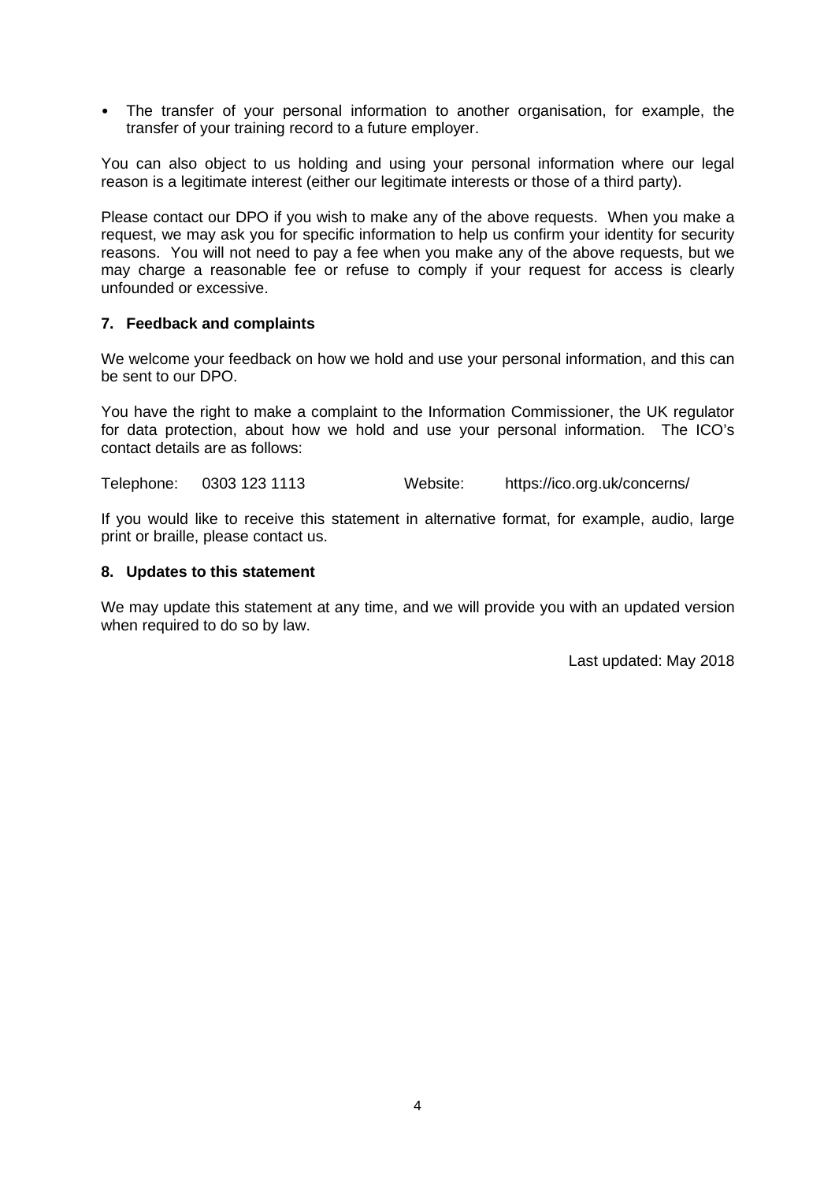- The transfer of your personal information to another organisation, for example, the transfer of your training record to a future employer.

You can also object to us holding and using your personal information where our legal reason is a legitimate interest (either our legitimate interests or those of a third party).

Please contact our DPO if you wish to make any of the above requests. When you make a request, we may ask you for specific information to help us confirm your identity for security reasons. You will not need to pay a fee when you make any of the above requests, but we may charge a reasonable fee or refuse to comply if your request for access is clearly unfounded or excessive.

## 7. Feedback and complaints

We welcome your feedback on how we hold and use your personal information, and this can be sent to our DPO.

You have the right to make a complaint to the Information Commissioner, the UK regulator for data protection, about how we hold and use your personal information. The ICO's contact details are as follows:

Telephone: 0303 123 1113 Website: https://ico.org.uk/concerns/

If you would like to receive this statement in alternative format, for example, audio, large print or braille, please contact us.

## 8. Updates to this statement

We may update this statement at any time, and we will provide you with an updated version when required to do so by law.

Last updated: May 2018